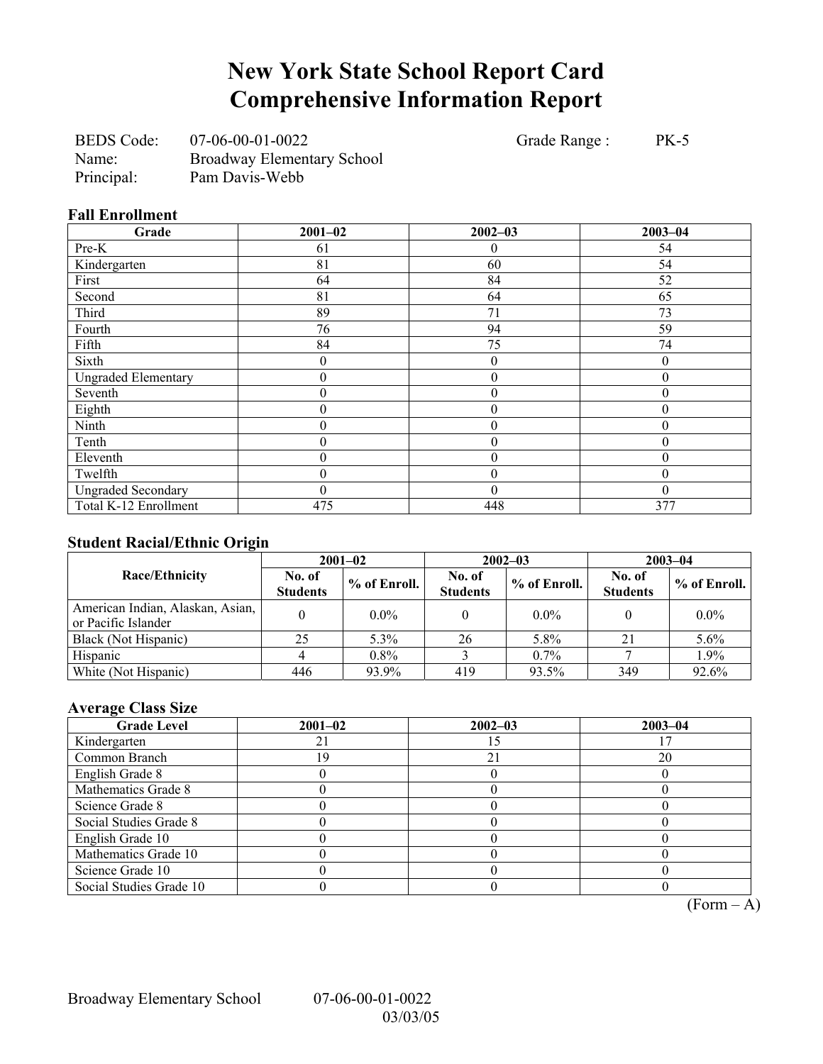# New York State School Report Card
# Comprehensive Information Report

BEDS Code: 07-06-00-01-0022 Grade Range : PK-5
Name: Broadway Elementary School
Principal: Pam Davis-Webb

### Fall Enrollment

| Grade | 2001–02 | 2002–03 | 2003–04 |
|---|---|---|---|
| Pre-K | 61 | 0 | 54 |
| Kindergarten | 81 | 60 | 54 |
| First | 64 | 84 | 52 |
| Second | 81 | 64 | 65 |
| Third | 89 | 71 | 73 |
| Fourth | 76 | 94 | 59 |
| Fifth | 84 | 75 | 74 |
| Sixth | 0 | 0 | 0 |
| Ungraded Elementary | 0 | 0 | 0 |
| Seventh | 0 | 0 | 0 |
| Eighth | 0 | 0 | 0 |
| Ninth | 0 | 0 | 0 |
| Tenth | 0 | 0 | 0 |
| Eleventh | 0 | 0 | 0 |
| Twelfth | 0 | 0 | 0 |
| Ungraded Secondary | 0 | 0 | 0 |
| Total K-12 Enrollment | 475 | 448 | 377 |

### Student Racial/Ethnic Origin

| Race/Ethnicity | 2001–02 | | 2002–03 | | 2003–04 | |
|---|---|---|---|---|---|---|
| | No. of Students | % of Enroll. | No. of Students | % of Enroll. | No. of Students | % of Enroll. |
| American Indian, Alaskan, Asian, or Pacific Islander | 0 | 0.0% | 0 | 0.0% | 0 | 0.0% |
| Black (Not Hispanic) | 25 | 5.3% | 26 | 5.8% | 21 | 5.6% |
| Hispanic | 4 | 0.8% | 3 | 0.7% | 7 | 1.9% |
| White (Not Hispanic) | 446 | 93.9% | 419 | 93.5% | 349 | 92.6% |

### Average Class Size

| Grade Level | 2001–02 | 2002–03 | 2003–04 |
|---|---|---|---|
| Kindergarten | 21 | 15 | 17 |
| Common Branch | 19 | 21 | 20 |
| English Grade 8 | 0 | 0 | 0 |
| Mathematics Grade 8 | 0 | 0 | 0 |
| Science Grade 8 | 0 | 0 | 0 |
| Social Studies Grade 8 | 0 | 0 | 0 |
| English Grade 10 | 0 | 0 | 0 |
| Mathematics Grade 10 | 0 | 0 | 0 |
| Science Grade 10 | 0 | 0 | 0 |
| Social Studies Grade 10 | 0 | 0 | 0 |

(Form – A)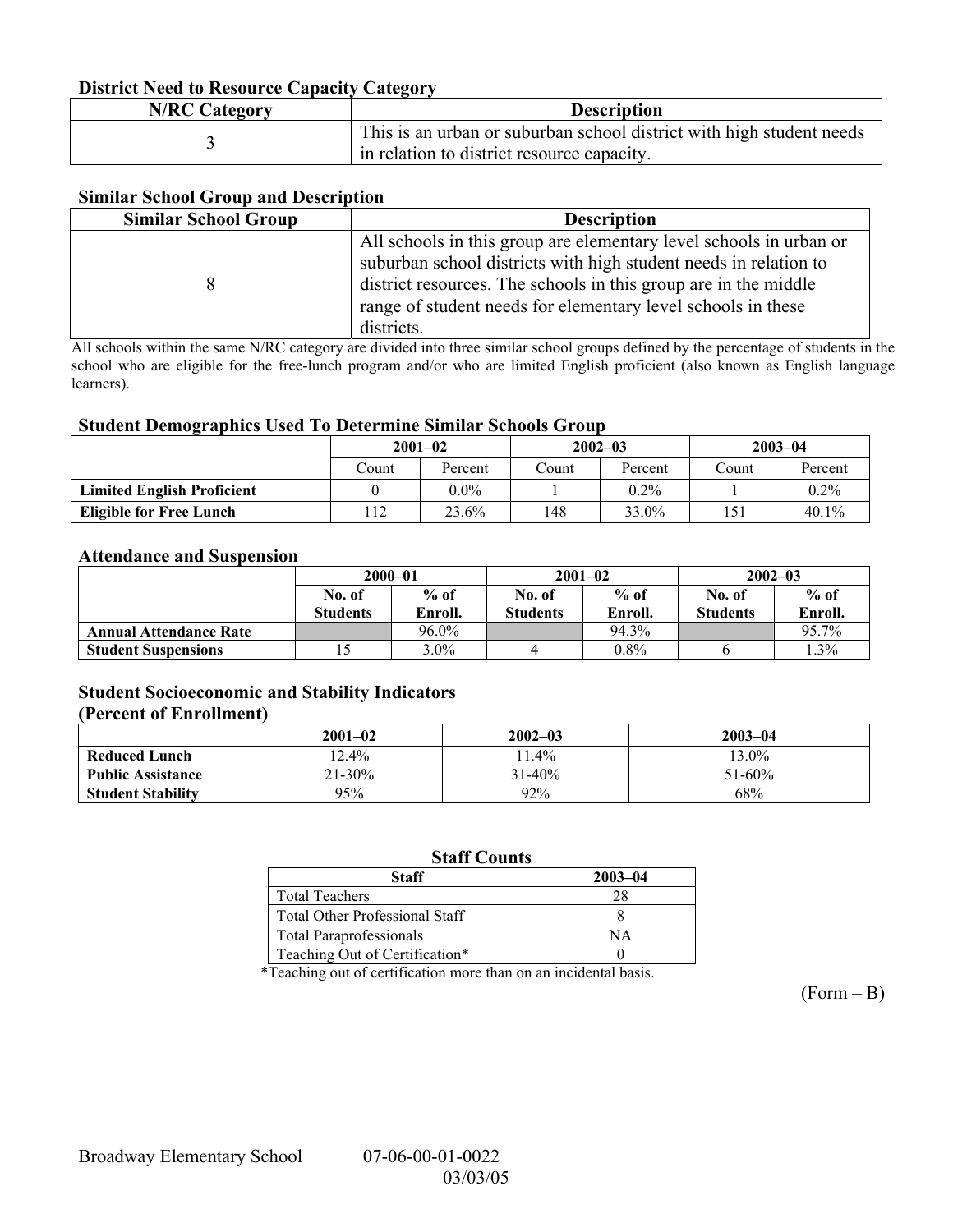### District Need to Resource Capacity Category

| N/RC Category | Description |
|---|---|
| 3 | This is an urban or suburban school district with high student needs in relation to district resource capacity. |

### Similar School Group and Description

| Similar School Group | Description |
|---|---|
| 8 | All schools in this group are elementary level schools in urban or suburban school districts with high student needs in relation to district resources. The schools in this group are in the middle range of student needs for elementary level schools in these districts. |

All schools within the same N/RC category are divided into three similar school groups defined by the percentage of students in the school who are eligible for the free-lunch program and/or who are limited English proficient (also known as English language learners).

### Student Demographics Used To Determine Similar Schools Group

| | 2001–02 | | 2002–03 | | 2003–04 | |
|---|---|---|---|---|---|---|
| | Count | Percent | Count | Percent | Count | Percent |
| **Limited English Proficient** | 0 | 0.0% | 1 | 0.2% | 1 | 0.2% |
| **Eligible for Free Lunch** | 112 | 23.6% | 148 | 33.0% | 151 | 40.1% |

### Attendance and Suspension

| | 2000–01 | | 2001–02 | | 2002–03 | |
|---|---|---|---|---|---|---|
| | No. of Students | % of Enroll. | No. of Students | % of Enroll. | No. of Students | % of Enroll. |
| **Annual Attendance Rate** | | 96.0% | | 94.3% | | 95.7% |
| **Student Suspensions** | 15 | 3.0% | 4 | 0.8% | 6 | 1.3% |

### Student Socioeconomic and Stability Indicators (Percent of Enrollment)

| | 2001–02 | 2002–03 | 2003–04 |
|---|---|---|---|
| **Reduced Lunch** | 12.4% | 11.4% | 13.0% |
| **Public Assistance** | 21-30% | 31-40% | 51-60% |
| **Student Stability** | 95% | 92% | 68% |

### Staff Counts

| Staff | 2003–04 |
|---|---|
| Total Teachers | 28 |
| Total Other Professional Staff | 8 |
| Total Paraprofessionals | NA |
| Teaching Out of Certification* | 0 |

*Teaching out of certification more than on an incidental basis.

(Form – B)

Broadway Elementary School 07-06-00-01-0022

03/03/05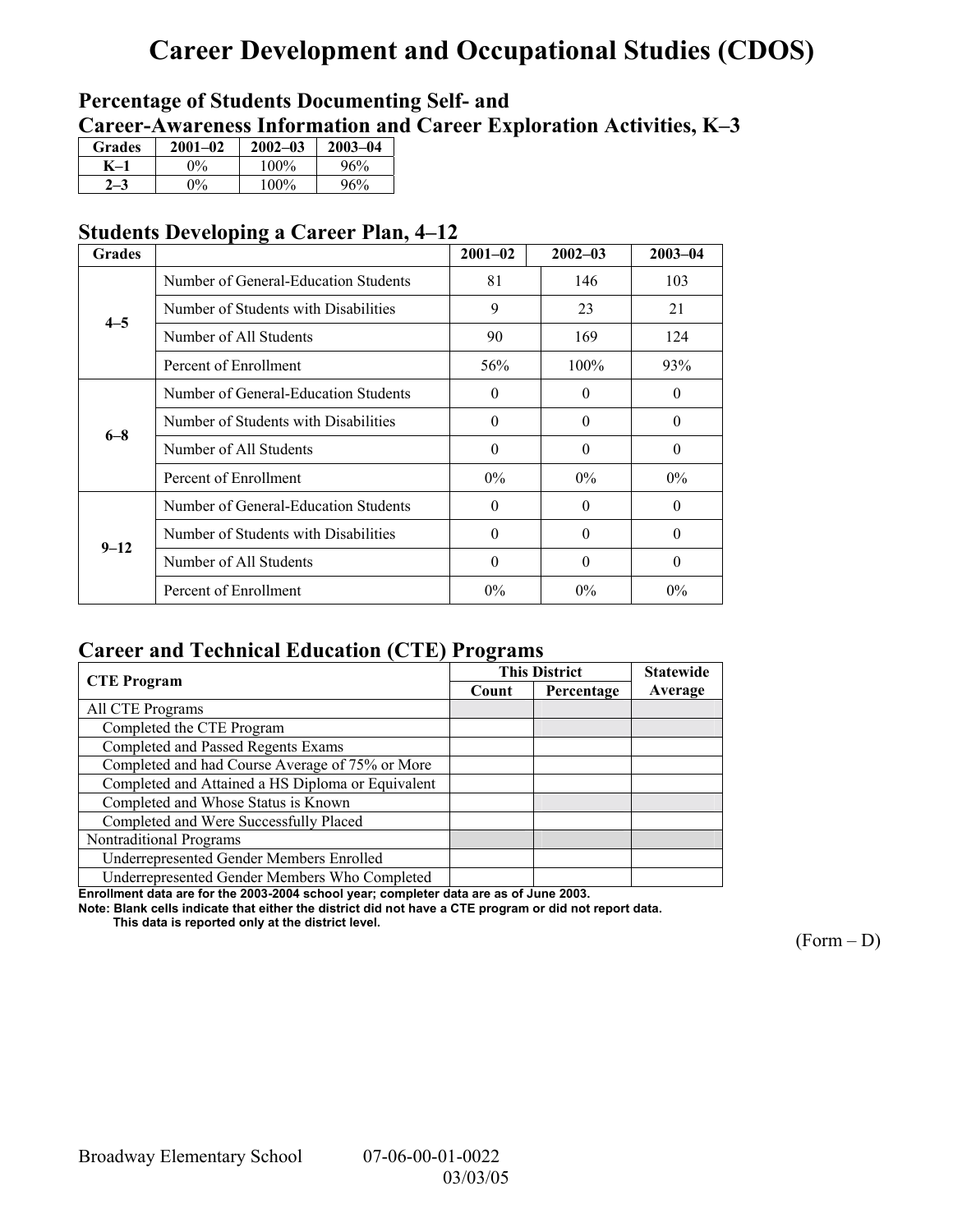# Career Development and Occupational Studies (CDOS)

## Percentage of Students Documenting Self- and Career-Awareness Information and Career Exploration Activities, K–3

| Grades | 2001–02 | 2002–03 | 2003–04 |
|---|---|---|---|
| K–1 | 0% | 100% | 96% |
| 2–3 | 0% | 100% | 96% |

## Students Developing a Career Plan, 4–12

| Grades | | 2001–02 | 2002–03 | 2003–04 |
|---|---|---|---|---|
| 4–5 | Number of General-Education Students | 81 | 146 | 103 |
| | Number of Students with Disabilities | 9 | 23 | 21 |
| | Number of All Students | 90 | 169 | 124 |
| | Percent of Enrollment | 56% | 100% | 93% |
| 6–8 | Number of General-Education Students | 0 | 0 | 0 |
| | Number of Students with Disabilities | 0 | 0 | 0 |
| | Number of All Students | 0 | 0 | 0 |
| | Percent of Enrollment | 0% | 0% | 0% |
| 9–12 | Number of General-Education Students | 0 | 0 | 0 |
| | Number of Students with Disabilities | 0 | 0 | 0 |
| | Number of All Students | 0 | 0 | 0 |
| | Percent of Enrollment | 0% | 0% | 0% |

## Career and Technical Education (CTE) Programs

| CTE Program | This District | | Statewide |
|---|---|---|---|
| | Count | Percentage | Average |
| All CTE Programs | | | |
| Completed the CTE Program | | | |
| Completed and Passed Regents Exams | | | |
| Completed and had Course Average of 75% or More | | | |
| Completed and Attained a HS Diploma or Equivalent | | | |
| Completed and Whose Status is Known | | | |
| Completed and Were Successfully Placed | | | |
| Nontraditional Programs | | | |
| Underrepresented Gender Members Enrolled | | | |
| Underrepresented Gender Members Who Completed | | | |

**Enrollment data are for the 2003-2004 school year; completer data are as of June 2003.**

**Note: Blank cells indicate that either the district did not have a CTE program or did not report data. This data is reported only at the district level.**

(Form – D)

Broadway Elementary School 07-06-00-01-0022 03/03/05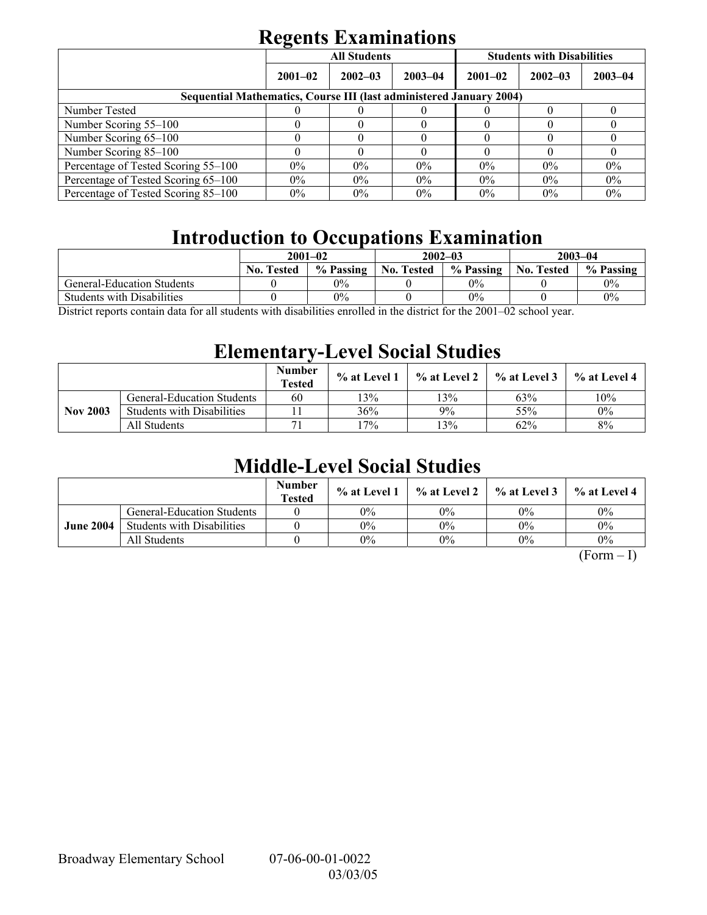# Regents Examinations

| | All Students | | | Students with Disabilities | | |
|---|---|---|---|---|---|---|
| | 2001–02 | 2002–03 | 2003–04 | 2001–02 | 2002–03 | 2003–04 |
| **Sequential Mathematics, Course III (last administered January 2004)** | | | | | | |
| Number Tested | 0 | 0 | 0 | 0 | 0 | 0 |
| Number Scoring 55–100 | 0 | 0 | 0 | 0 | 0 | 0 |
| Number Scoring 65–100 | 0 | 0 | 0 | 0 | 0 | 0 |
| Number Scoring 85–100 | 0 | 0 | 0 | 0 | 0 | 0 |
| Percentage of Tested Scoring 55–100 | 0% | 0% | 0% | 0% | 0% | 0% |
| Percentage of Tested Scoring 65–100 | 0% | 0% | 0% | 0% | 0% | 0% |
| Percentage of Tested Scoring 85–100 | 0% | 0% | 0% | 0% | 0% | 0% |

# Introduction to Occupations Examination

| | 2001–02 | | 2002–03 | | 2003–04 | |
|---|---|---|---|---|---|---|
| | No. Tested | % Passing | No. Tested | % Passing | No. Tested | % Passing |
| General-Education Students | 0 | 0% | 0 | 0% | 0 | 0% |
| Students with Disabilities | 0 | 0% | 0 | 0% | 0 | 0% |

District reports contain data for all students with disabilities enrolled in the district for the 2001–02 school year.

# Elementary-Level Social Studies

| | | Number Tested | % at Level 1 | % at Level 2 | % at Level 3 | % at Level 4 |
|---|---|---|---|---|---|---|
| **Nov 2003** | General-Education Students | 60 | 13% | 13% | 63% | 10% |
| | Students with Disabilities | 11 | 36% | 9% | 55% | 0% |
| | All Students | 71 | 17% | 13% | 62% | 8% |

# Middle-Level Social Studies

| | | Number Tested | % at Level 1 | % at Level 2 | % at Level 3 | % at Level 4 |
|---|---|---|---|---|---|---|
| **June 2004** | General-Education Students | 0 | 0% | 0% | 0% | 0% |
| | Students with Disabilities | 0 | 0% | 0% | 0% | 0% |
| | All Students | 0 | 0% | 0% | 0% | 0% |

(Form – I)

Broadway Elementary School 07-06-00-01-0022
03/03/05